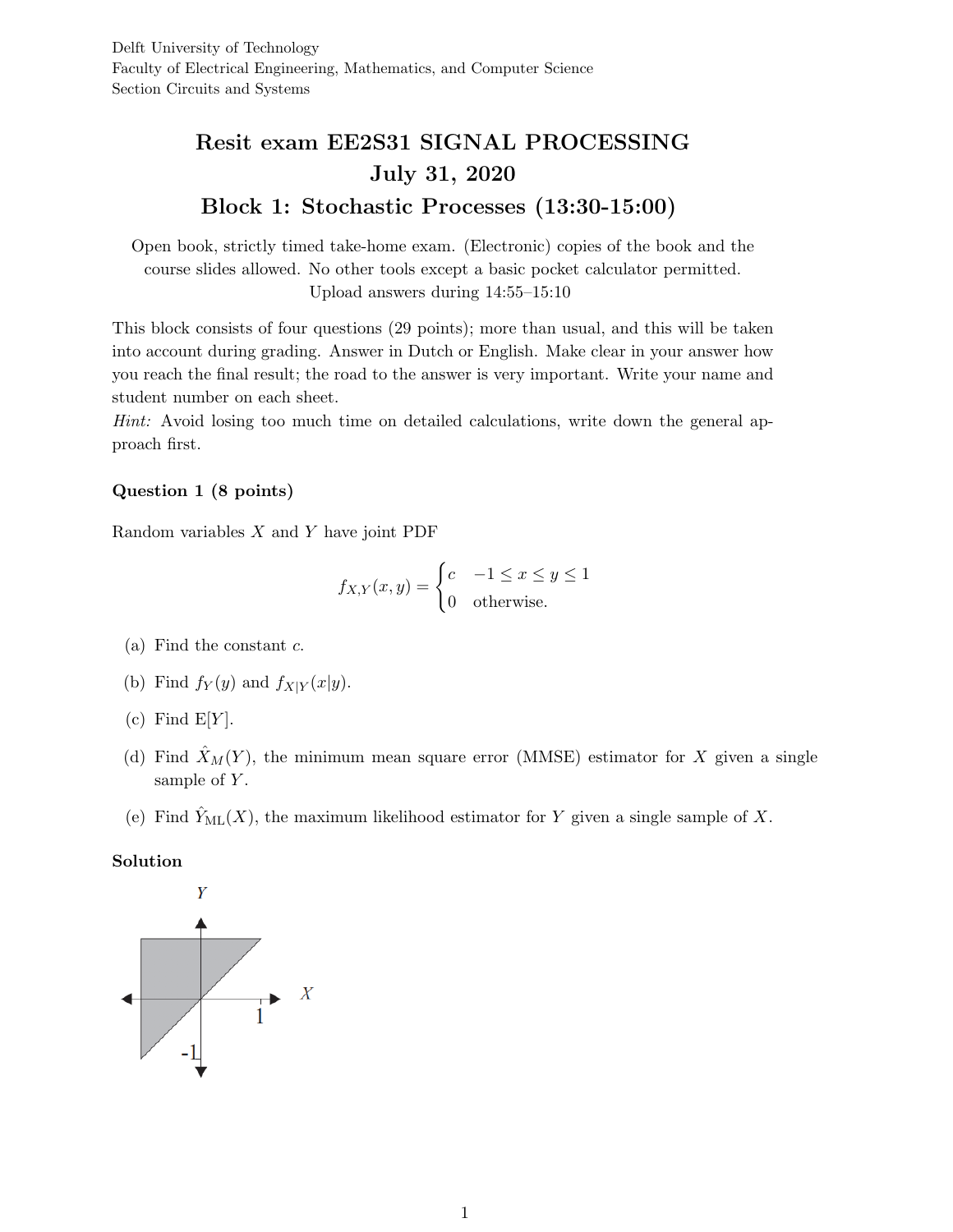Delft University of Technology
Faculty of Electrical Engineering, Mathematics, and Computer Science
Section Circuits and Systems

# Resit exam EE2S31 SIGNAL PROCESSING
## July 31, 2020
## Block 1: Stochastic Processes (13:30-15:00)

Open book, strictly timed take-home exam. (Electronic) copies of the book and the course slides allowed. No other tools except a basic pocket calculator permitted. Upload answers during 14:55–15:10

This block consists of four questions (29 points); more than usual, and this will be taken into account during grading. Answer in Dutch or English. Make clear in your answer how you reach the final result; the road to the answer is very important. Write your name and student number on each sheet.

*Hint:* Avoid losing too much time on detailed calculations, write down the general approach first.

### Question 1 (8 points)

Random variables $X$ and $Y$ have joint PDF

$$f_{X,Y}(x,y) = \begin{cases} c & -1 \leq x \leq y \leq 1 \\ 0 & \text{otherwise.} \end{cases}$$

(a) Find the constant $c$.

(b) Find $f_Y(y)$ and $f_{X|Y}(x|y)$.

(c) Find $\mathrm{E}[Y]$.

(d) Find $\hat{X}_M(Y)$, the minimum mean square error (MMSE) estimator for $X$ given a single sample of $Y$.

(e) Find $\hat{Y}_{\mathrm{ML}}(X)$, the maximum likelihood estimator for $Y$ given a single sample of $X$.

### Solution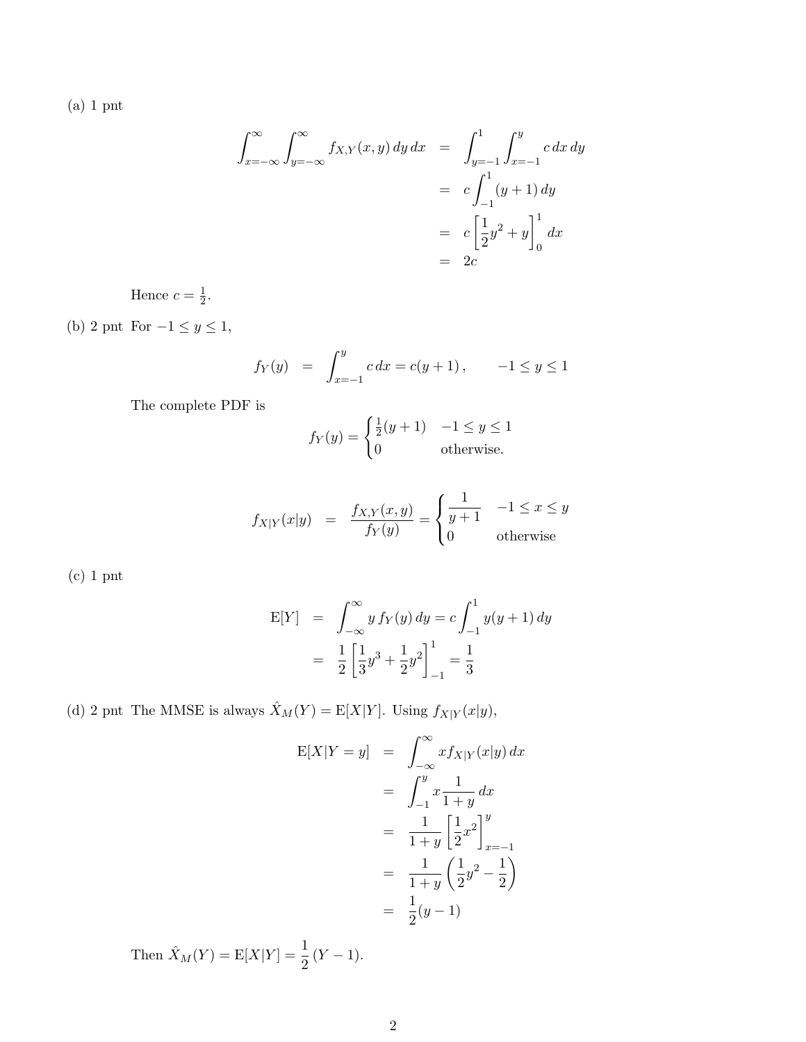(a) 1 pnt

$$
\begin{aligned}
\int_{x=-\infty}^{\infty}\int_{y=-\infty}^{\infty} f_{X,Y}(x,y)\,dy\,dx &= \int_{y=-1}^{1}\int_{x=-1}^{y} c\,dx\,dy \\
&= c\int_{-1}^{1}(y+1)\,dy \\
&= c\left[\frac{1}{2}y^2 + y\right]_0^1 dx \\
&= 2c
\end{aligned}
$$

Hence $c = \frac{1}{2}$.

(b) 2 pnt For $-1 \le y \le 1$,

$$
f_Y(y) = \int_{x=-1}^{y} c\,dx = c(y+1)\,, \qquad -1 \le y \le 1
$$

The complete PDF is

$$
f_Y(y) = \begin{cases} \frac{1}{2}(y+1) & -1 \le y \le 1 \\ 0 & \text{otherwise.} \end{cases}
$$

$$
f_{X|Y}(x|y) = \frac{f_{X,Y}(x,y)}{f_Y(y)} = \begin{cases} \dfrac{1}{y+1} & -1 \le x \le y \\ 0 & \text{otherwise} \end{cases}
$$

(c) 1 pnt

$$
\begin{aligned}
\mathrm{E}[Y] &= \int_{-\infty}^{\infty} y\,f_Y(y)\,dy = c\int_{-1}^{1} y(y+1)\,dy \\
&= \frac{1}{2}\left[\frac{1}{3}y^3 + \frac{1}{2}y^2\right]_{-1}^{1} = \frac{1}{3}
\end{aligned}
$$

(d) 2 pnt The MMSE is always $\hat{X}_M(Y) = \mathrm{E}[X|Y]$. Using $f_{X|Y}(x|y)$,

$$
\begin{aligned}
\mathrm{E}[X|Y=y] &= \int_{-\infty}^{\infty} x f_{X|Y}(x|y)\,dx \\
&= \int_{-1}^{y} x\frac{1}{1+y}\,dx \\
&= \frac{1}{1+y}\left[\frac{1}{2}x^2\right]_{x=-1}^{y} \\
&= \frac{1}{1+y}\left(\frac{1}{2}y^2 - \frac{1}{2}\right) \\
&= \frac{1}{2}(y-1)
\end{aligned}
$$

Then $\hat{X}_M(Y) = \mathrm{E}[X|Y] = \dfrac{1}{2}(Y-1)$.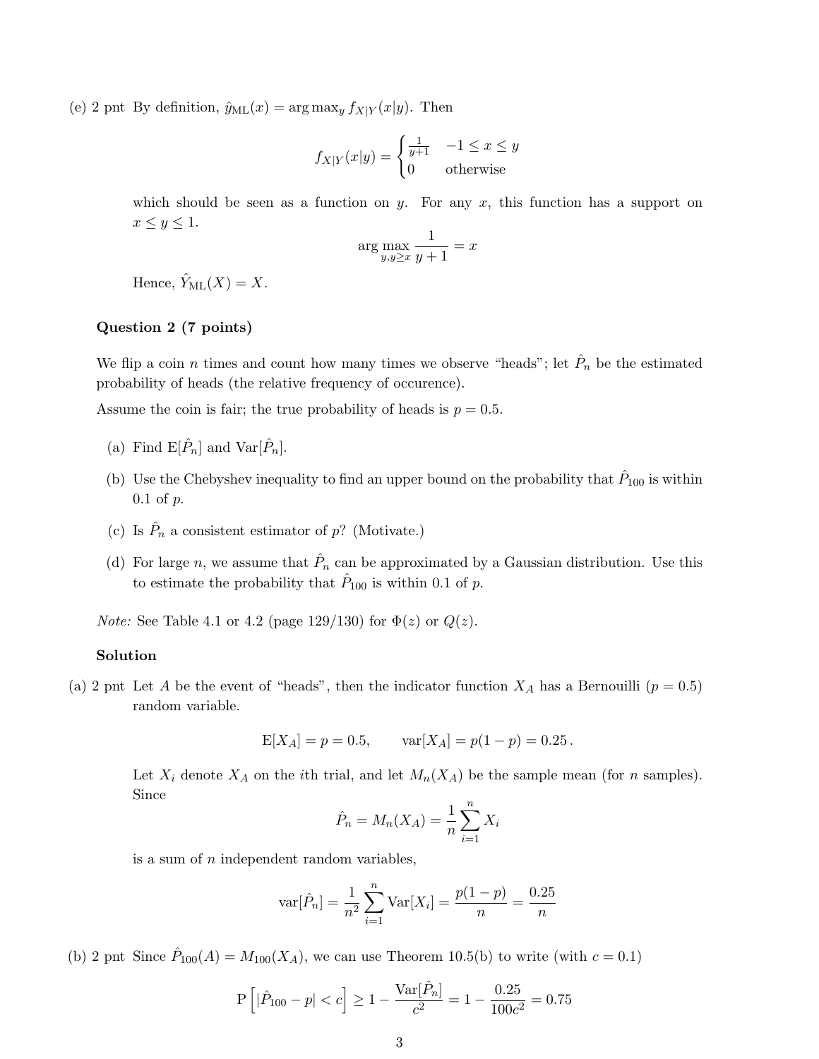(e) 2 pnt By definition, $\hat{y}_{\text{ML}}(x) = \arg\max_y f_{X|Y}(x|y)$. Then

$$f_{X|Y}(x|y) = \begin{cases} \frac{1}{y+1} & -1 \le x \le y \\ 0 & \text{otherwise} \end{cases}$$

which should be seen as a function on $y$. For any $x$, this function has a support on $x \le y \le 1$.

$$\arg\max_{y, y \ge x} \frac{1}{y+1} = x$$

Hence, $\hat{Y}_{\text{ML}}(X) = X$.

### Question 2 (7 points)

We flip a coin $n$ times and count how many times we observe "heads"; let $\hat{P}_n$ be the estimated probability of heads (the relative frequency of occurence).

Assume the coin is fair; the true probability of heads is $p = 0.5$.

(a) Find $\text{E}[\hat{P}_n]$ and $\text{Var}[\hat{P}_n]$.

(b) Use the Chebyshev inequality to find an upper bound on the probability that $\hat{P}_{100}$ is within 0.1 of $p$.

(c) Is $\hat{P}_n$ a consistent estimator of $p$? (Motivate.)

(d) For large $n$, we assume that $\hat{P}_n$ can be approximated by a Gaussian distribution. Use this to estimate the probability that $\hat{P}_{100}$ is within 0.1 of $p$.

*Note:* See Table 4.1 or 4.2 (page 129/130) for $\Phi(z)$ or $Q(z)$.

#### Solution

(a) 2 pnt Let $A$ be the event of "heads", then the indicator function $X_A$ has a Bernouilli ($p = 0.5$) random variable.

$$\text{E}[X_A] = p = 0.5, \qquad \text{var}[X_A] = p(1-p) = 0.25\,.$$

Let $X_i$ denote $X_A$ on the $i$th trial, and let $M_n(X_A)$ be the sample mean (for $n$ samples). Since

$$\hat{P}_n = M_n(X_A) = \frac{1}{n}\sum_{i=1}^{n} X_i$$

is a sum of $n$ independent random variables,

$$\text{var}[\hat{P}_n] = \frac{1}{n^2}\sum_{i=1}^{n} \text{Var}[X_i] = \frac{p(1-p)}{n} = \frac{0.25}{n}$$

(b) 2 pnt Since $\hat{P}_{100}(A) = M_{100}(X_A)$, we can use Theorem 10.5(b) to write (with $c = 0.1$)

$$\text{P}\left[|\hat{P}_{100} - p| < c\right] \ge 1 - \frac{\text{Var}[\hat{P}_n]}{c^2} = 1 - \frac{0.25}{100c^2} = 0.75$$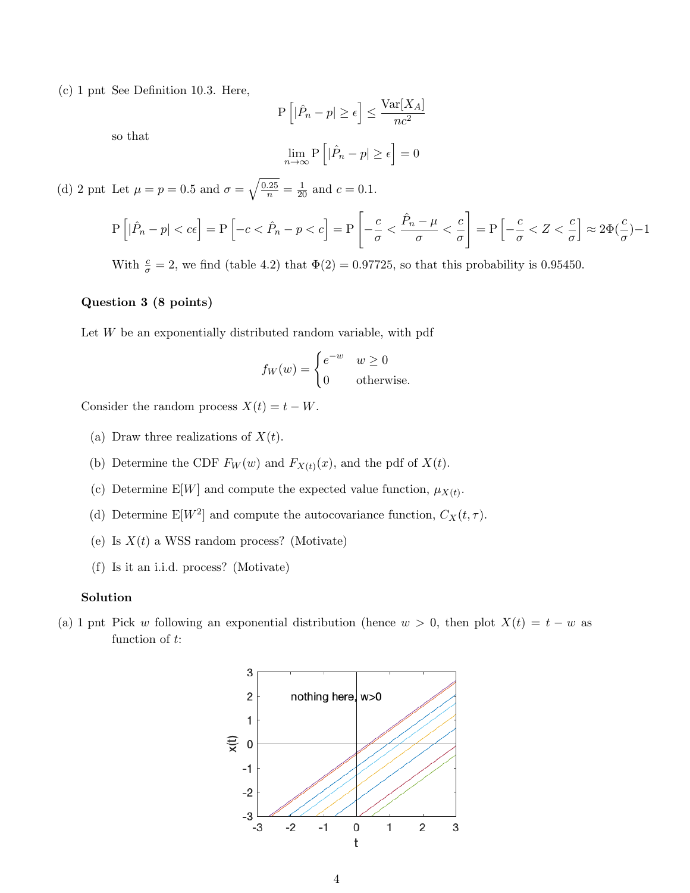(c) 1 pnt See Definition 10.3. Here,

$$P\left[|\hat{P}_n - p| \geq \epsilon\right] \leq \frac{\text{Var}[X_A]}{nc^2}$$

so that

$$\lim_{n\to\infty} P\left[|\hat{P}_n - p| \geq \epsilon\right] = 0$$

(d) 2 pnt Let $\mu = p = 0.5$ and $\sigma = \sqrt{\frac{0.25}{n}} = \frac{1}{20}$ and $c = 0.1$.

$$P\left[|\hat{P}_n - p| < c\epsilon\right] = P\left[-c < \hat{P}_n - p < c\right] = P\left[-\frac{c}{\sigma} < \frac{\hat{P}_n - \mu}{\sigma} < \frac{c}{\sigma}\right] = P\left[-\frac{c}{\sigma} < Z < \frac{c}{\sigma}\right] \approx 2\Phi(\frac{c}{\sigma}) - 1$$

With $\frac{c}{\sigma} = 2$, we find (table 4.2) that $\Phi(2) = 0.97725$, so that this probability is 0.95450.

**Question 3 (8 points)**

Let $W$ be an exponentially distributed random variable, with pdf

$$f_W(w) = \begin{cases} e^{-w} & w \geq 0 \\ 0 & \text{otherwise.} \end{cases}$$

Consider the random process $X(t) = t - W$.

(a) Draw three realizations of $X(t)$.

(b) Determine the CDF $F_W(w)$ and $F_{X(t)}(x)$, and the pdf of $X(t)$.

(c) Determine E$[W]$ and compute the expected value function, $\mu_{X(t)}$.

(d) Determine E$[W^2]$ and compute the autocovariance function, $C_X(t,\tau)$.

(e) Is $X(t)$ a WSS random process? (Motivate)

(f) Is it an i.i.d. process? (Motivate)

**Solution**

(a) 1 pnt Pick $w$ following an exponential distribution (hence $w > 0$, then plot $X(t) = t - w$ as function of $t$: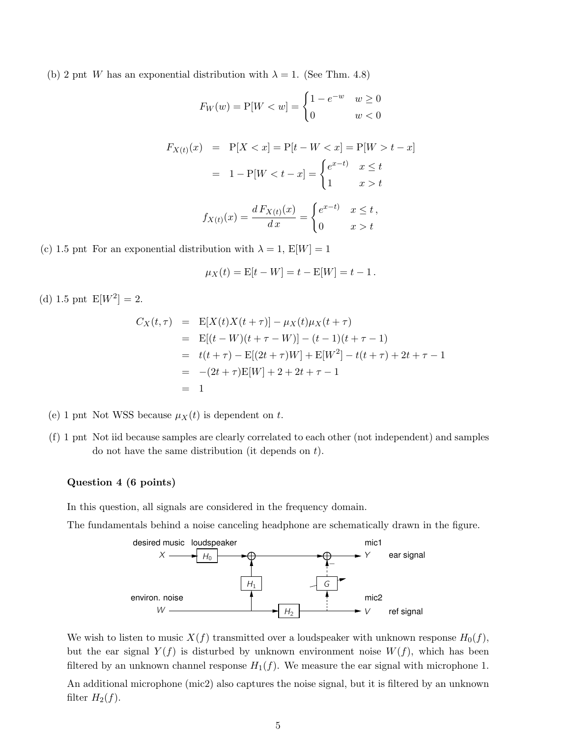(b) 2 pnt $W$ has an exponential distribution with $\lambda = 1$. (See Thm. 4.8)

$$F_W(w) = \mathrm{P}[W < w] = \begin{cases} 1 - e^{-w} & w \geq 0 \\ 0 & w < 0 \end{cases}$$

$$\begin{aligned} F_{X(t)}(x) &= \mathrm{P}[X < x] = \mathrm{P}[t - W < x] = \mathrm{P}[W > t - x] \\ &= 1 - \mathrm{P}[W < t - x] = \begin{cases} e^{x-t)} & x \leq t \\ 1 & x > t \end{cases} \end{aligned}$$

$$f_{X(t)}(x) = \frac{d\, F_{X(t)}(x)}{d\, x} = \begin{cases} e^{x-t)} & x \leq t\,, \\ 0 & x > t \end{cases}$$

(c) 1.5 pnt For an exponential distribution with $\lambda = 1$, $\mathrm{E}[W] = 1$

$$\mu_X(t) = \mathrm{E}[t - W] = t - \mathrm{E}[W] = t - 1\,.$$

(d) 1.5 pnt $\mathrm{E}[W^2] = 2$.

$$\begin{aligned} C_X(t, \tau) &= \mathrm{E}[X(t)X(t+\tau)] - \mu_X(t)\mu_X(t+\tau) \\ &= \mathrm{E}[(t - W)(t + \tau - W)] - (t-1)(t+\tau-1) \\ &= t(t+\tau) - \mathrm{E}[(2t+\tau)W] + \mathrm{E}[W^2] - t(t+\tau) + 2t + \tau - 1 \\ &= -(2t+\tau)\mathrm{E}[W] + 2 + 2t + \tau - 1 \\ &= 1 \end{aligned}$$

(e) 1 pnt Not WSS because $\mu_X(t)$ is dependent on $t$.

(f) 1 pnt Not iid because samples are clearly correlated to each other (not independent) and samples do not have the same distribution (it depends on $t$).

### Question 4 (6 points)

In this question, all signals are considered in the frequency domain.

The fundamentals behind a noise canceling headphone are schematically drawn in the figure.

We wish to listen to music $X(f)$ transmitted over a loudspeaker with unknown response $H_0(f)$, but the ear signal $Y(f)$ is disturbed by unknown environment noise $W(f)$, which has been filtered by an unknown channel response $H_1(f)$. We measure the ear signal with microphone 1.

An additional microphone (mic2) also captures the noise signal, but it is filtered by an unknown filter $H_2(f)$.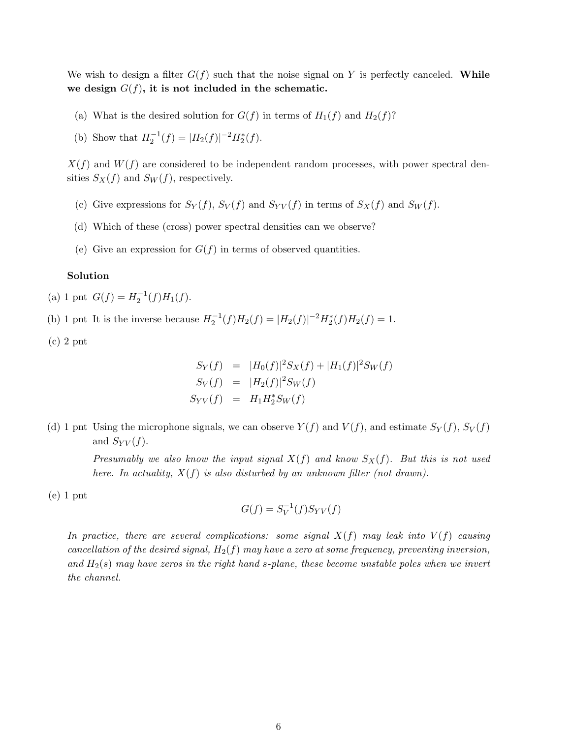We wish to design a filter $G(f)$ such that the noise signal on $Y$ is perfectly canceled. **While we design $G(f)$, it is not included in the schematic.**

(a) What is the desired solution for $G(f)$ in terms of $H_1(f)$ and $H_2(f)$?

(b) Show that $H_2^{-1}(f) = |H_2(f)|^{-2} H_2^*(f)$.

$X(f)$ and $W(f)$ are considered to be independent random processes, with power spectral densities $S_X(f)$ and $S_W(f)$, respectively.

(c) Give expressions for $S_Y(f)$, $S_V(f)$ and $S_{YV}(f)$ in terms of $S_X(f)$ and $S_W(f)$.

(d) Which of these (cross) power spectral densities can we observe?

(e) Give an expression for $G(f)$ in terms of observed quantities.

**Solution**

(a) 1 pnt $G(f) = H_2^{-1}(f) H_1(f)$.

(b) 1 pnt It is the inverse because $H_2^{-1}(f) H_2(f) = |H_2(f)|^{-2} H_2^*(f) H_2(f) = 1$.

(c) 2 pnt

$$
\begin{aligned}
S_Y(f) &= |H_0(f)|^2 S_X(f) + |H_1(f)|^2 S_W(f) \\
S_V(f) &= |H_2(f)|^2 S_W(f) \\
S_{YV}(f) &= H_1 H_2^* S_W(f)
\end{aligned}
$$

(d) 1 pnt Using the microphone signals, we can observe $Y(f)$ and $V(f)$, and estimate $S_Y(f)$, $S_V(f)$ and $S_{YV}(f)$.

*Presumably we also know the input signal $X(f)$ and know $S_X(f)$. But this is not used here. In actuality, $X(f)$ is also disturbed by an unknown filter (not drawn).*

(e) 1 pnt

$$
G(f) = S_V^{-1}(f) S_{YV}(f)
$$

*In practice, there are several complications: some signal $X(f)$ may leak into $V(f)$ causing cancellation of the desired signal, $H_2(f)$ may have a zero at some frequency, preventing inversion, and $H_2(s)$ may have zeros in the right hand s-plane, these become unstable poles when we invert the channel.*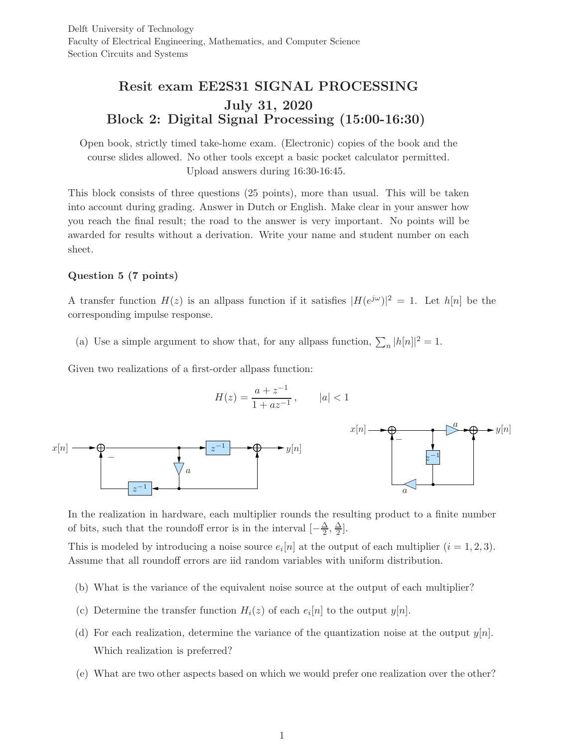Delft University of Technology
Faculty of Electrical Engineering, Mathematics, and Computer Science
Section Circuits and Systems

# Resit exam EE2S31 SIGNAL PROCESSING
## July 31, 2020
## Block 2: Digital Signal Processing (15:00-16:30)

Open book, strictly timed take-home exam. (Electronic) copies of the book and the course slides allowed. No other tools except a basic pocket calculator permitted. Upload answers during 16:30-16:45.

This block consists of three questions (25 points), more than usual. This will be taken into account during grading. Answer in Dutch or English. Make clear in your answer how you reach the final result; the road to the answer is very important. No points will be awarded for results without a derivation. Write your name and student number on each sheet.

**Question 5 (7 points)**

A transfer function $H(z)$ is an allpass function if it satisfies $|H(e^{j\omega})|^2 = 1$. Let $h[n]$ be the corresponding impulse response.

(a) Use a simple argument to show that, for any allpass function, $\sum_n |h[n]|^2 = 1$.

Given two realizations of a first-order allpass function:

$$H(z) = \frac{a + z^{-1}}{1 + az^{-1}}, \qquad |a| < 1$$

In the realization in hardware, each multiplier rounds the resulting product to a finite number of bits, such that the roundoff error is in the interval $[-\frac{\Delta}{2}, \frac{\Delta}{2}]$.

This is modeled by introducing a noise source $e_i[n]$ at the output of each multiplier ($i = 1, 2, 3$). Assume that all roundoff errors are iid random variables with uniform distribution.

(b) What is the variance of the equivalent noise source at the output of each multiplier?

(c) Determine the transfer function $H_i(z)$ of each $e_i[n]$ to the output $y[n]$.

(d) For each realization, determine the variance of the quantization noise at the output $y[n]$. Which realization is preferred?

(e) What are two other aspects based on which we would prefer one realization over the other?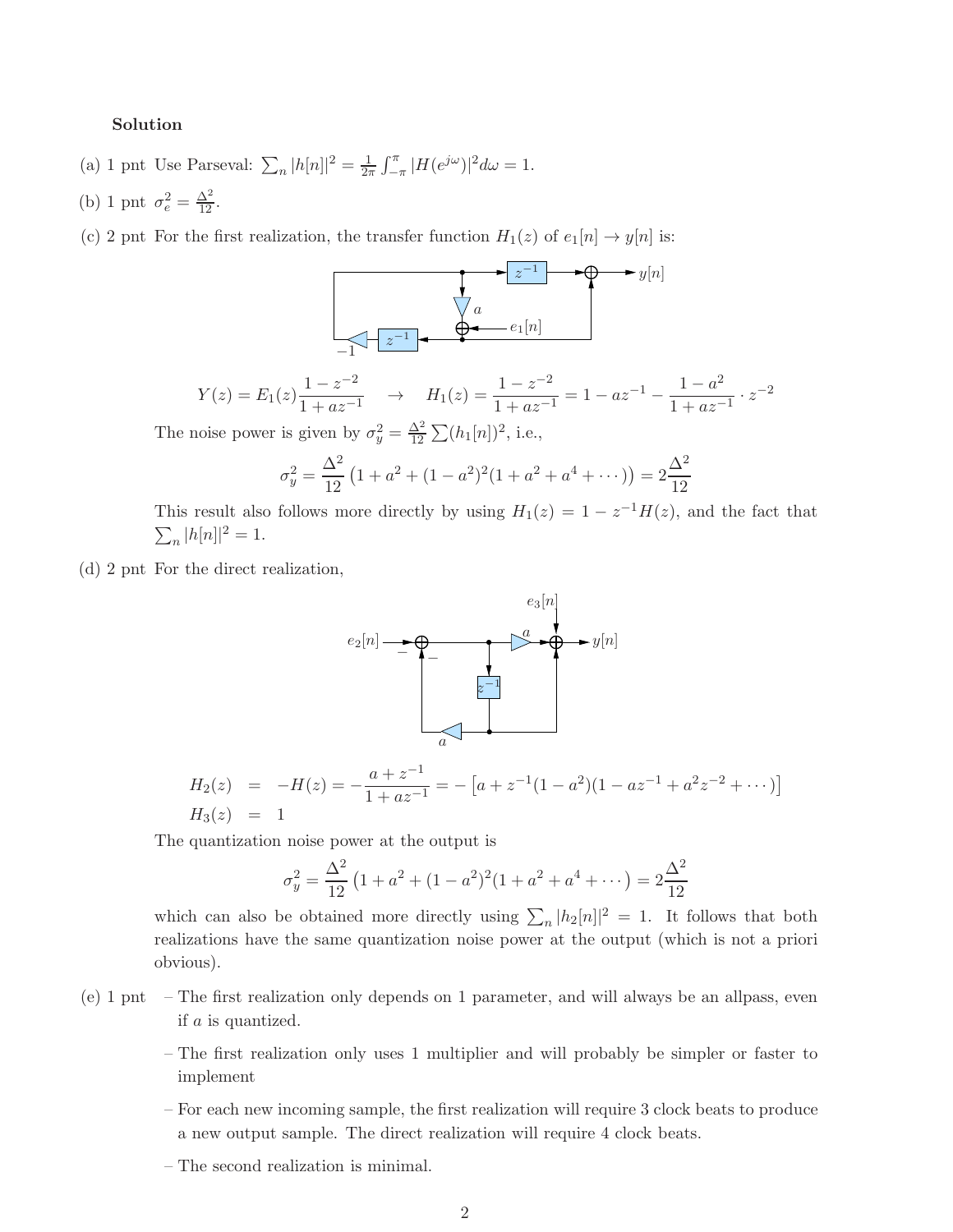**Solution**

(a) 1 pnt Use Parseval: $\sum_n |h[n]|^2 = \frac{1}{2\pi}\int_{-\pi}^{\pi} |H(e^{j\omega})|^2 d\omega = 1$.

(b) 1 pnt $\sigma_e^2 = \frac{\Delta^2}{12}$.

(c) 2 pnt For the first realization, the transfer function $H_1(z)$ of $e_1[n] \to y[n]$ is:

$$Y(z) = E_1(z)\frac{1-z^{-2}}{1+az^{-1}} \quad \to \quad H_1(z) = \frac{1-z^{-2}}{1+az^{-1}} = 1 - az^{-1} - \frac{1-a^2}{1+az^{-1}} \cdot z^{-2}$$

The noise power is given by $\sigma_y^2 = \frac{\Delta^2}{12}\sum(h_1[n])^2$, i.e.,

$$\sigma_y^2 = \frac{\Delta^2}{12}\left(1 + a^2 + (1-a^2)^2(1 + a^2 + a^4 + \cdots)\right) = 2\frac{\Delta^2}{12}$$

This result also follows more directly by using $H_1(z) = 1 - z^{-1}H(z)$, and the fact that $\sum_n |h[n]|^2 = 1$.

(d) 2 pnt For the direct realization,

$$\begin{aligned} H_2(z) &= -H(z) = -\frac{a+z^{-1}}{1+az^{-1}} = -\left[a + z^{-1}(1-a^2)(1 - az^{-1} + a^2z^{-2} + \cdots)\right] \\ H_3(z) &= 1 \end{aligned}$$

The quantization noise power at the output is

$$\sigma_y^2 = \frac{\Delta^2}{12}\left(1 + a^2 + (1-a^2)^2(1 + a^2 + a^4 + \cdots\right) = 2\frac{\Delta^2}{12}$$

which can also be obtained more directly using $\sum_n |h_2[n]|^2 = 1$. It follows that both realizations have the same quantization noise power at the output (which is not a priori obvious).

(e) 1 pnt

- The first realization only depends on 1 parameter, and will always be an allpass, even if $a$ is quantized.
- The first realization only uses 1 multiplier and will probably be simpler or faster to implement
- For each new incoming sample, the first realization will require 3 clock beats to produce a new output sample. The direct realization will require 4 clock beats.
- The second realization is minimal.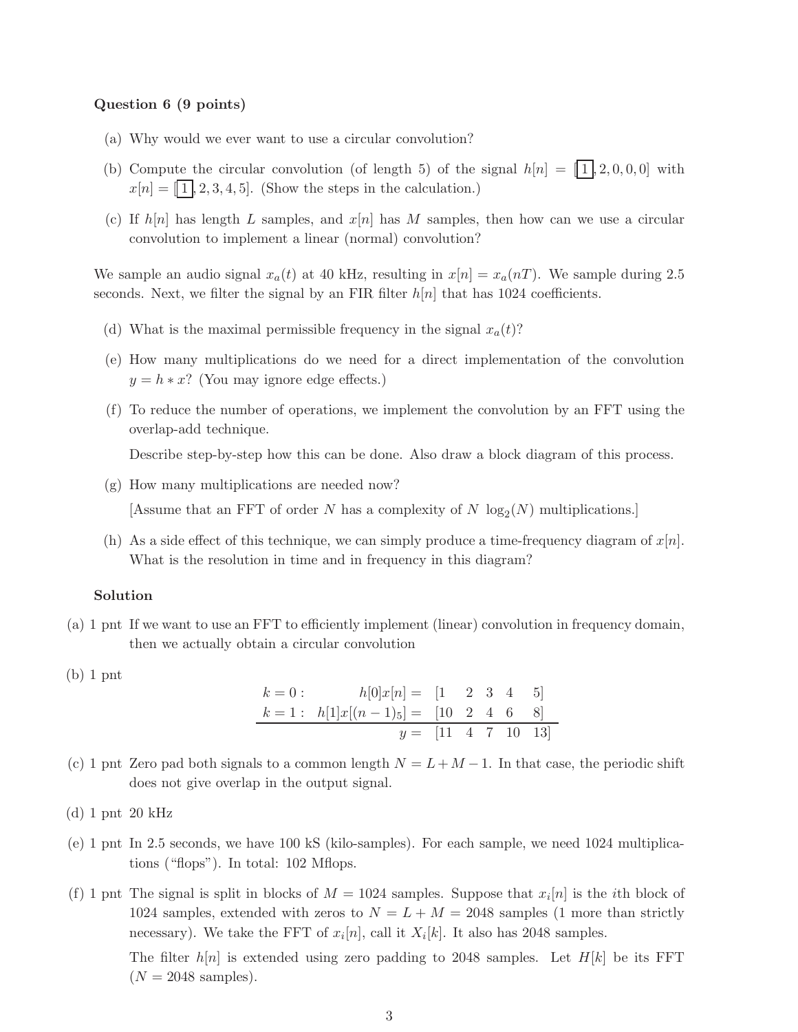**Question 6 (9 points)**

(a) Why would we ever want to use a circular convolution?

(b) Compute the circular convolution (of length 5) of the signal $h[n] = [\boxed{1}, 2, 0, 0, 0]$ with $x[n] = [\boxed{1}, 2, 3, 4, 5]$. (Show the steps in the calculation.)

(c) If $h[n]$ has length $L$ samples, and $x[n]$ has $M$ samples, then how can we use a circular convolution to implement a linear (normal) convolution?

We sample an audio signal $x_a(t)$ at 40 kHz, resulting in $x[n] = x_a(nT)$. We sample during 2.5 seconds. Next, we filter the signal by an FIR filter $h[n]$ that has 1024 coefficients.

(d) What is the maximal permissible frequency in the signal $x_a(t)$?

(e) How many multiplications do we need for a direct implementation of the convolution $y = h * x$? (You may ignore edge effects.)

(f) To reduce the number of operations, we implement the convolution by an FFT using the overlap-add technique.

Describe step-by-step how this can be done. Also draw a block diagram of this process.

(g) How many multiplications are needed now?

[Assume that an FFT of order $N$ has a complexity of $N \log_2(N)$ multiplications.]

(h) As a side effect of this technique, we can simply produce a time-frequency diagram of $x[n]$. What is the resolution in time and in frequency in this diagram?

**Solution**

(a) 1 pnt If we want to use an FFT to efficiently implement (linear) convolution in frequency domain, then we actually obtain a circular convolution

(b) 1 pnt

$$
\begin{array}{rrl}
k=0: & h[0]x[n] = & [1 \quad 2 \quad 3 \quad 4 \quad 5] \\
k=1: & h[1]x[(n-1)_5] = & [10 \quad 2 \quad 4 \quad 6 \quad 8] \\
\hline
 & y = & [11 \quad 4 \quad 7 \quad 10 \quad 13]
\end{array}
$$

(c) 1 pnt Zero pad both signals to a common length $N = L + M - 1$. In that case, the periodic shift does not give overlap in the output signal.

(d) 1 pnt 20 kHz

(e) 1 pnt In 2.5 seconds, we have 100 kS (kilo-samples). For each sample, we need 1024 multiplications ("flops"). In total: 102 Mflops.

(f) 1 pnt The signal is split in blocks of $M = 1024$ samples. Suppose that $x_i[n]$ is the $i$th block of 1024 samples, extended with zeros to $N = L + M = 2048$ samples (1 more than strictly necessary). We take the FFT of $x_i[n]$, call it $X_i[k]$. It also has 2048 samples.

The filter $h[n]$ is extended using zero padding to 2048 samples. Let $H[k]$ be its FFT ($N = 2048$ samples).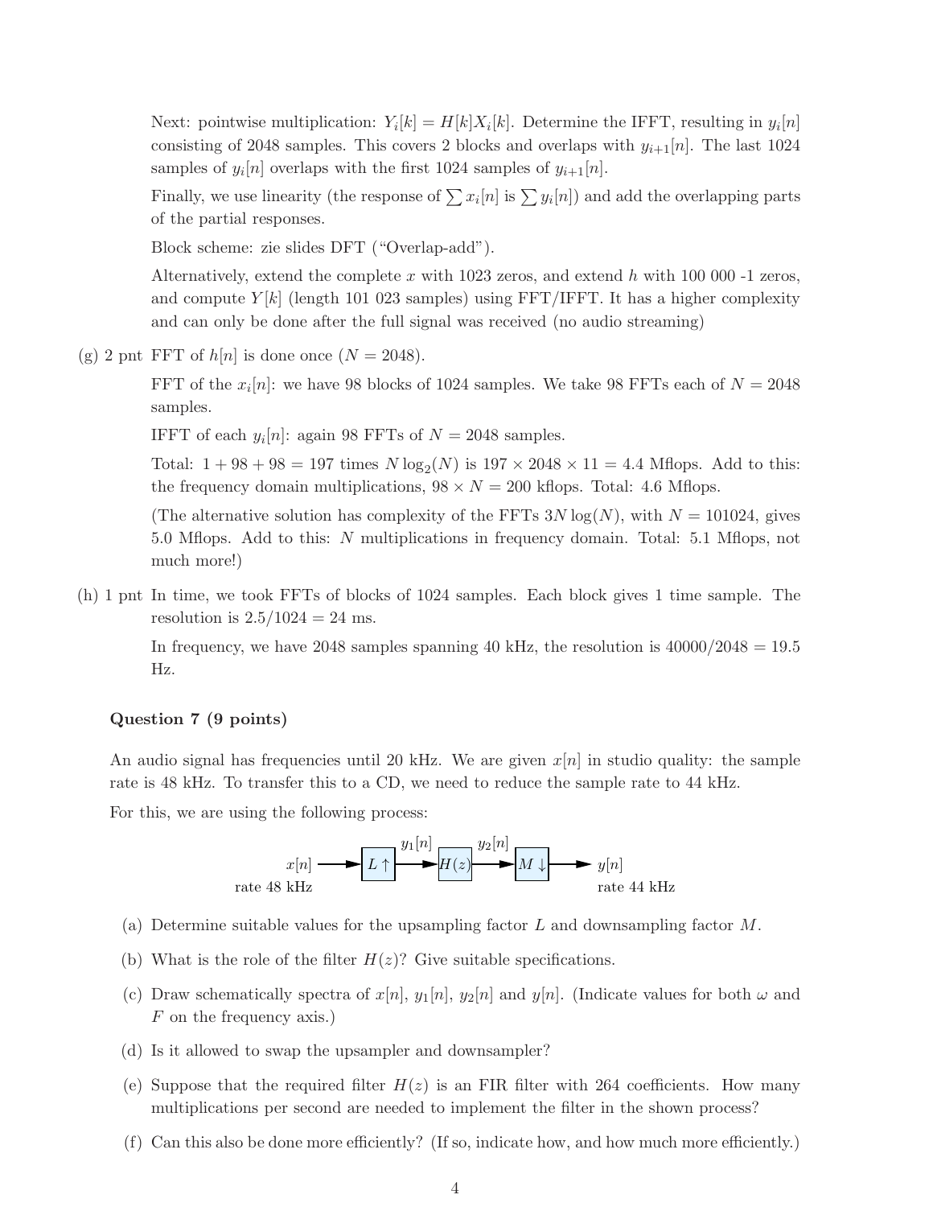Next: pointwise multiplication: $Y_i[k] = H[k]X_i[k]$. Determine the IFFT, resulting in $y_i[n]$ consisting of 2048 samples. This covers 2 blocks and overlaps with $y_{i+1}[n]$. The last 1024 samples of $y_i[n]$ overlaps with the first 1024 samples of $y_{i+1}[n]$.

Finally, we use linearity (the response of $\sum x_i[n]$ is $\sum y_i[n]$) and add the overlapping parts of the partial responses.

Block scheme: zie slides DFT ("Overlap-add").

Alternatively, extend the complete $x$ with 1023 zeros, and extend $h$ with 100 000 -1 zeros, and compute $Y[k]$ (length 101 023 samples) using FFT/IFFT. It has a higher complexity and can only be done after the full signal was received (no audio streaming)

(g) 2 pnt FFT of $h[n]$ is done once ($N = 2048$).

FFT of the $x_i[n]$: we have 98 blocks of 1024 samples. We take 98 FFTs each of $N = 2048$ samples.

IFFT of each $y_i[n]$: again 98 FFTs of $N = 2048$ samples.

Total: $1 + 98 + 98 = 197$ times $N \log_2(N)$ is $197 \times 2048 \times 11 = 4.4$ Mflops. Add to this: the frequency domain multiplications, $98 \times N = 200$ kflops. Total: 4.6 Mflops.

(The alternative solution has complexity of the FFTs $3N\log(N)$, with $N = 101024$, gives 5.0 Mflops. Add to this: $N$ multiplications in frequency domain. Total: 5.1 Mflops, not much more!)

(h) 1 pnt In time, we took FFTs of blocks of 1024 samples. Each block gives 1 time sample. The resolution is $2.5/1024 = 24$ ms.

In frequency, we have 2048 samples spanning 40 kHz, the resolution is $40000/2048 = 19.5$ Hz.

**Question 7 (9 points)**

An audio signal has frequencies until 20 kHz. We are given $x[n]$ in studio quality: the sample rate is 48 kHz. To transfer this to a CD, we need to reduce the sample rate to 44 kHz.

For this, we are using the following process:

$x[n]$ (rate 48 kHz) → $L\uparrow$ → $y_1[n]$ → $H(z)$ → $y_2[n]$ → $M\downarrow$ → $y[n]$ (rate 44 kHz)

(a) Determine suitable values for the upsampling factor $L$ and downsampling factor $M$.

(b) What is the role of the filter $H(z)$? Give suitable specifications.

(c) Draw schematically spectra of $x[n]$, $y_1[n]$, $y_2[n]$ and $y[n]$. (Indicate values for both $\omega$ and $F$ on the frequency axis.)

(d) Is it allowed to swap the upsampler and downsampler?

(e) Suppose that the required filter $H(z)$ is an FIR filter with 264 coefficients. How many multiplications per second are needed to implement the filter in the shown process?

(f) Can this also be done more efficiently? (If so, indicate how, and how much more efficiently.)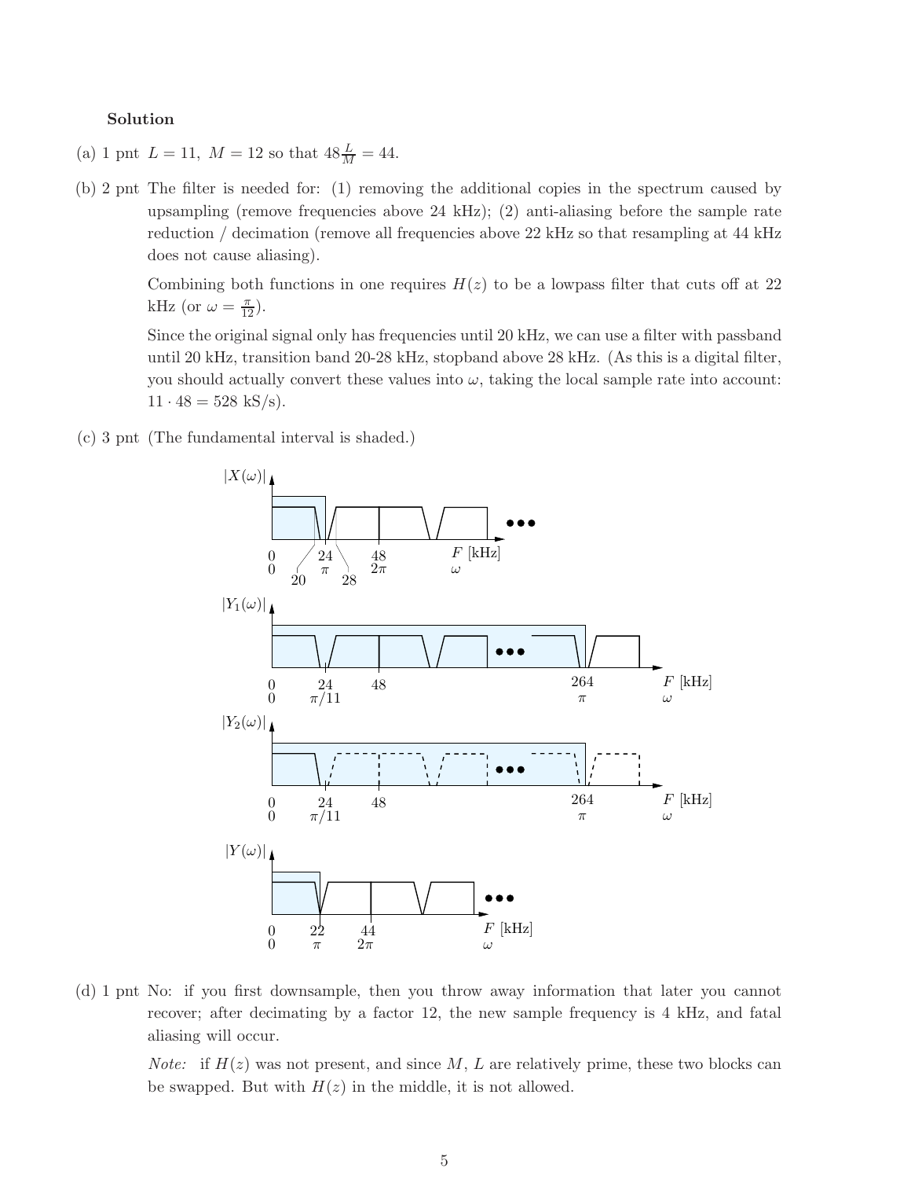**Solution**

(a) 1 pnt $L = 11,\ M = 12$ so that $48\frac{L}{M} = 44$.

(b) 2 pnt The filter is needed for: (1) removing the additional copies in the spectrum caused by upsampling (remove frequencies above 24 kHz); (2) anti-aliasing before the sample rate reduction / decimation (remove all frequencies above 22 kHz so that resampling at 44 kHz does not cause aliasing).

Combining both functions in one requires $H(z)$ to be a lowpass filter that cuts off at 22 kHz (or $\omega = \frac{\pi}{12}$).

Since the original signal only has frequencies until 20 kHz, we can use a filter with passband until 20 kHz, transition band 20-28 kHz, stopband above 28 kHz. (As this is a digital filter, you should actually convert these values into $\omega$, taking the local sample rate into account: $11 \cdot 48 = 528$ kS/s).

(c) 3 pnt (The fundamental interval is shaded.)

(d) 1 pnt No: if you first downsample, then you throw away information that later you cannot recover; after decimating by a factor 12, the new sample frequency is 4 kHz, and fatal aliasing will occur.

*Note:* if $H(z)$ was not present, and since $M$, $L$ are relatively prime, these two blocks can be swapped. But with $H(z)$ in the middle, it is not allowed.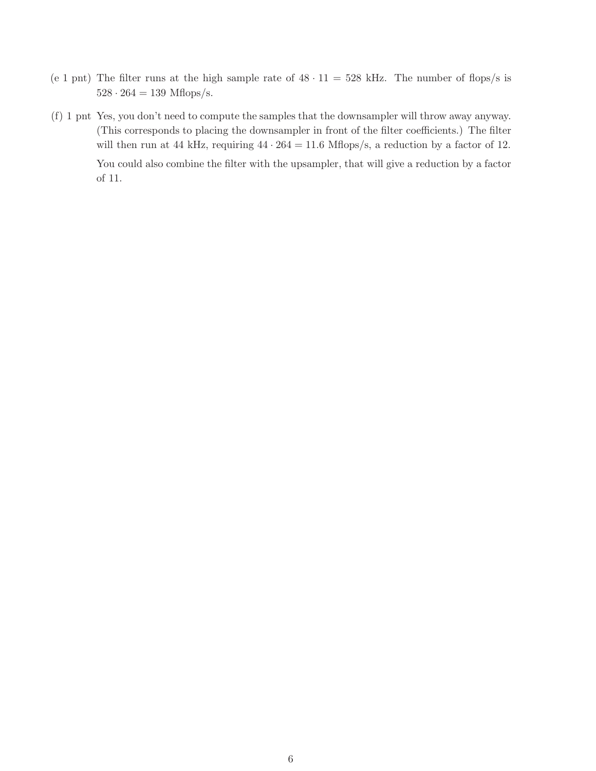(e 1 pnt) The filter runs at the high sample rate of $48 \cdot 11 = 528$ kHz. The number of flops/s is $528 \cdot 264 = 139$ Mflops/s.

(f) 1 pnt Yes, you don't need to compute the samples that the downsampler will throw away anyway. (This corresponds to placing the downsampler in front of the filter coefficients.) The filter will then run at 44 kHz, requiring $44 \cdot 264 = 11.6$ Mflops/s, a reduction by a factor of 12.

You could also combine the filter with the upsampler, that will give a reduction by a factor of 11.